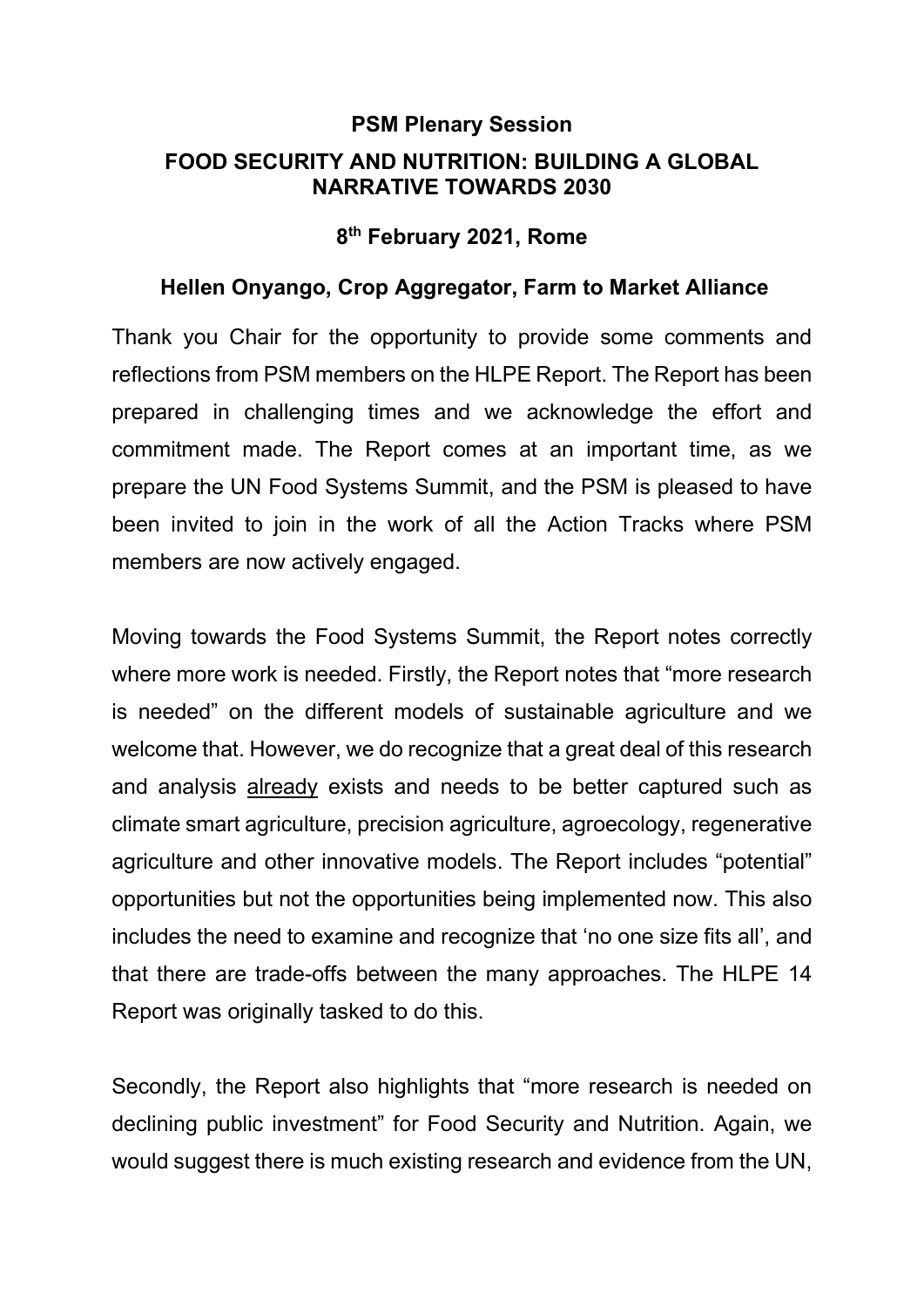**PSM Plenary Session**

**FOOD SECURITY AND NUTRITION: BUILDING A GLOBAL NARRATIVE TOWARDS 2030**

**8th February 2021, Rome**

**Hellen Onyango, Crop Aggregator, Farm to Market Alliance**

Thank you Chair for the opportunity to provide some comments and reflections from PSM members on the HLPE Report. The Report has been prepared in challenging times and we acknowledge the effort and commitment made. The Report comes at an important time, as we prepare the UN Food Systems Summit, and the PSM is pleased to have been invited to join in the work of all the Action Tracks where PSM members are now actively engaged.

Moving towards the Food Systems Summit, the Report notes correctly where more work is needed. Firstly, the Report notes that "more research is needed" on the different models of sustainable agriculture and we welcome that. However, we do recognize that a great deal of this research and analysis <u>already</u> exists and needs to be better captured such as climate smart agriculture, precision agriculture, agroecology, regenerative agriculture and other innovative models. The Report includes "potential" opportunities but not the opportunities being implemented now. This also includes the need to examine and recognize that 'no one size fits all', and that there are trade-offs between the many approaches. The HLPE 14 Report was originally tasked to do this.

Secondly, the Report also highlights that "more research is needed on declining public investment" for Food Security and Nutrition. Again, we would suggest there is much existing research and evidence from the UN,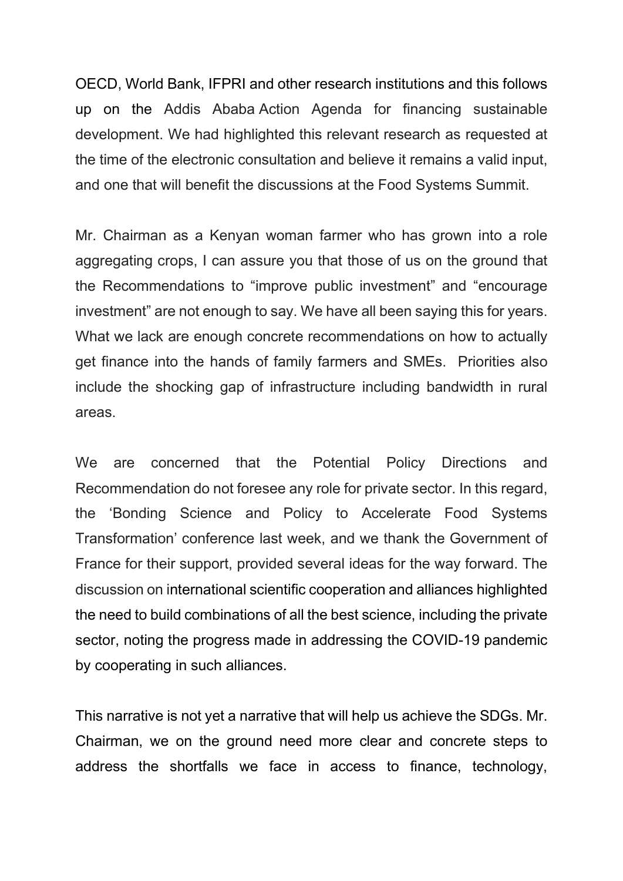OECD, World Bank, IFPRI and other research institutions and this follows up on the Addis Ababa Action Agenda for financing sustainable development. We had highlighted this relevant research as requested at the time of the electronic consultation and believe it remains a valid input, and one that will benefit the discussions at the Food Systems Summit.

Mr. Chairman as a Kenyan woman farmer who has grown into a role aggregating crops, I can assure you that those of us on the ground that the Recommendations to "improve public investment" and "encourage investment" are not enough to say. We have all been saying this for years. What we lack are enough concrete recommendations on how to actually get finance into the hands of family farmers and SMEs. Priorities also include the shocking gap of infrastructure including bandwidth in rural areas.

We are concerned that the Potential Policy Directions and Recommendation do not foresee any role for private sector. In this regard, the 'Bonding Science and Policy to Accelerate Food Systems Transformation' conference last week, and we thank the Government of France for their support, provided several ideas for the way forward. The discussion on international scientific cooperation and alliances highlighted the need to build combinations of all the best science, including the private sector, noting the progress made in addressing the COVID-19 pandemic by cooperating in such alliances.

This narrative is not yet a narrative that will help us achieve the SDGs. Mr. Chairman, we on the ground need more clear and concrete steps to address the shortfalls we face in access to finance, technology,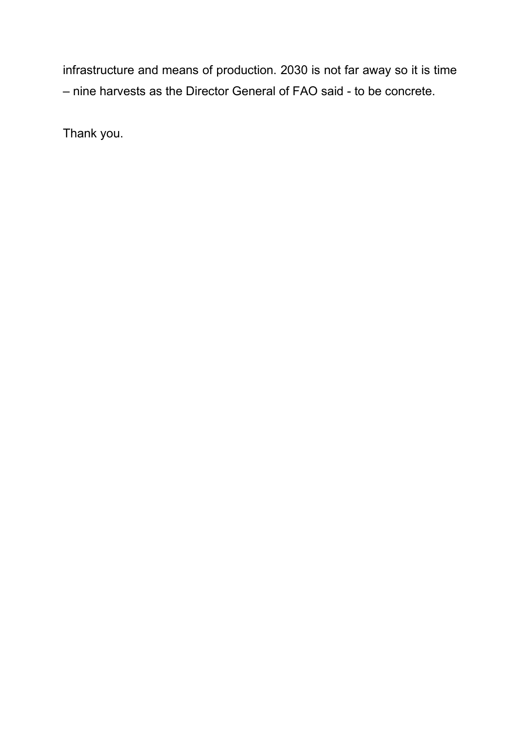infrastructure and means of production. 2030 is not far away so it is time – nine harvests as the Director General of FAO said - to be concrete.

Thank you.